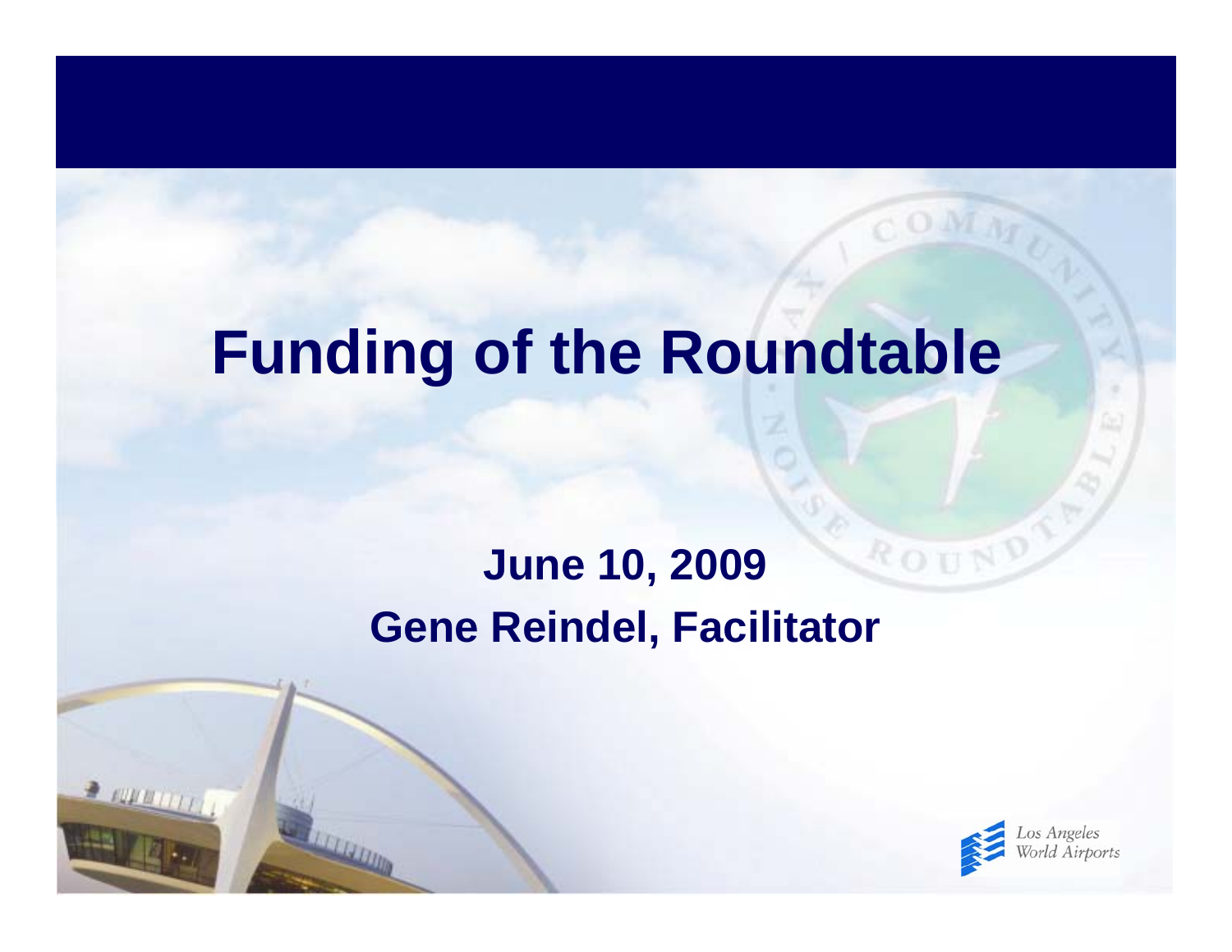# Funding of the Roundtable

**June 10, 2009**

**Gene Reindel, Facilitator**

Los Angeles World Airports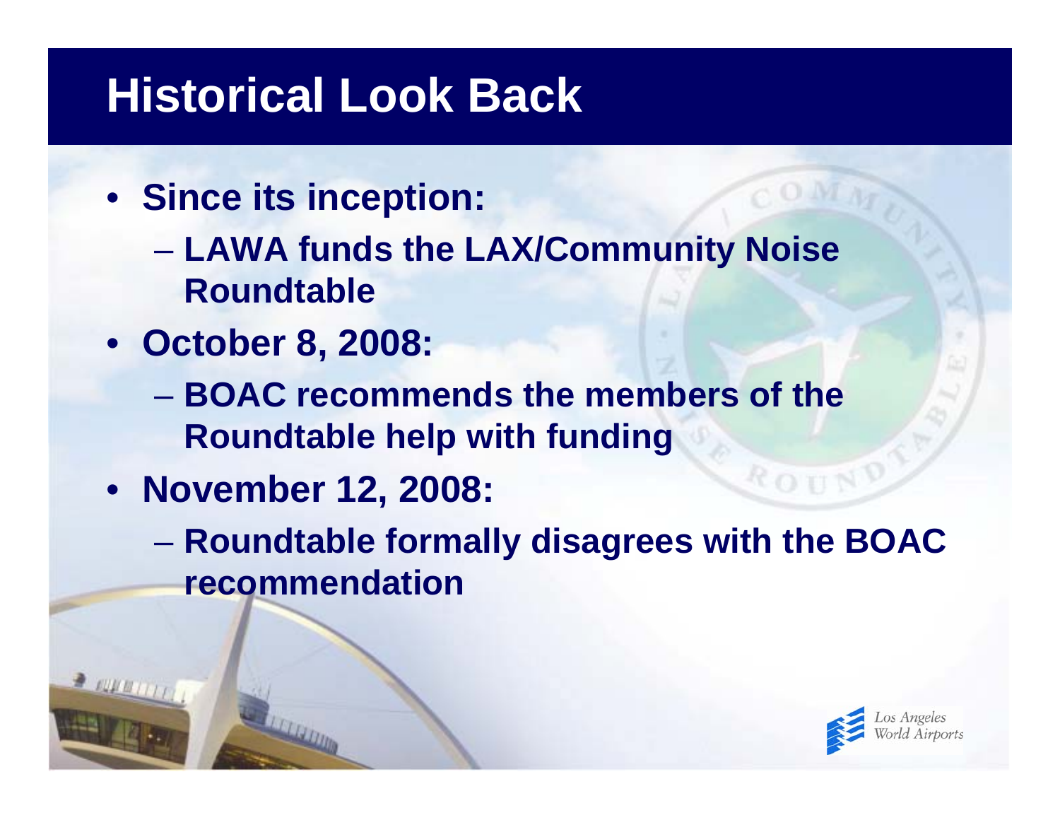# Historical Look Back

- **Since its inception:**
  - **LAWA funds the LAX/Community Noise Roundtable**
- **October 8, 2008:**
  - **BOAC recommends the members of the Roundtable help with funding**
- **November 12, 2008:**
  - **Roundtable formally disagrees with the BOAC recommendation**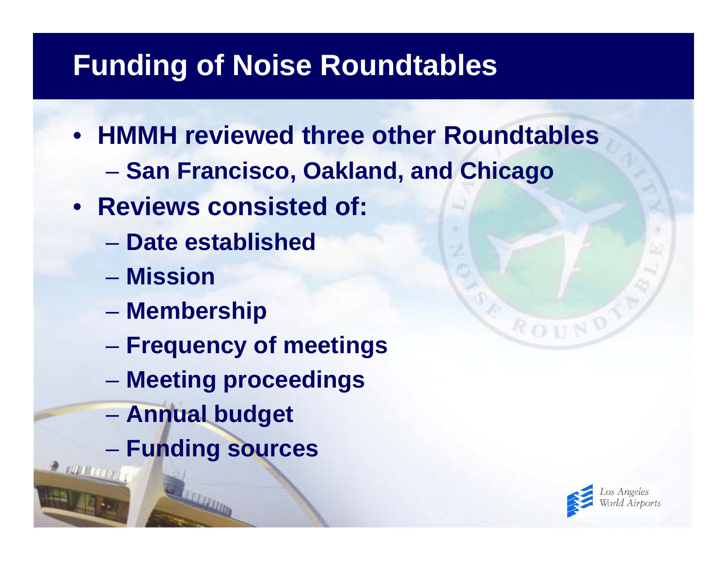# Funding of Noise Roundtables

- HMMH reviewed three other Roundtables
  - San Francisco, Oakland, and Chicago
- Reviews consisted of:
  - Date established
  - Mission
  - Membership
  - Frequency of meetings
  - Meeting proceedings
  - Annual budget
  - Funding sources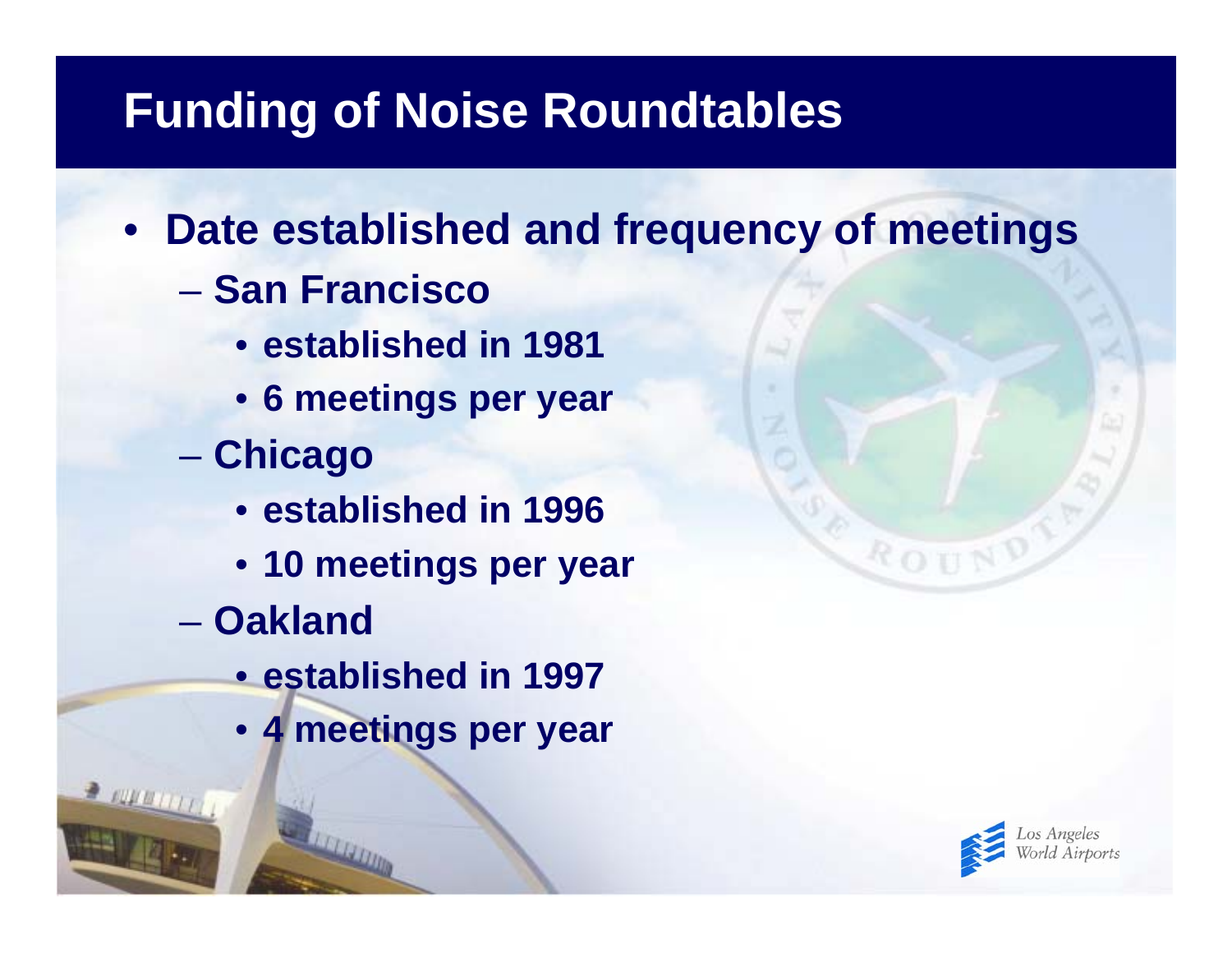# Funding of Noise Roundtables

- **Date established and frequency of meetings**
  - **San Francisco**
    - **established in 1981**
    - **6 meetings per year**
  - **Chicago**
    - **established in 1996**
    - **10 meetings per year**
  - **Oakland**
    - **established in 1997**
    - **4 meetings per year**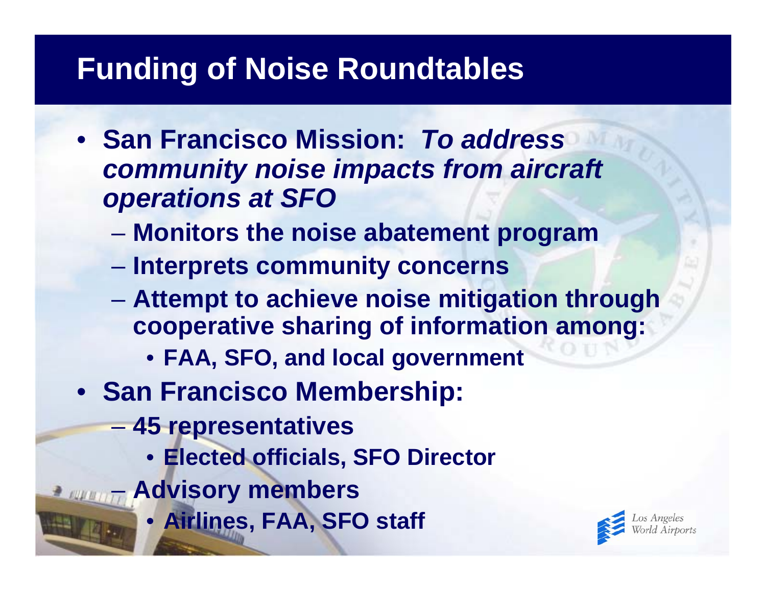# Funding of Noise Roundtables

- **San Francisco Mission:** ***To address community noise impacts from aircraft operations at SFO***
  - **Monitors the noise abatement program**
  - **Interprets community concerns**
  - **Attempt to achieve noise mitigation through cooperative sharing of information among:**
    - **FAA, SFO, and local government**
- **San Francisco Membership:**
  - **45 representatives**
    - **Elected officials, SFO Director**
  - **Advisory members**
    - **Airlines, FAA, SFO staff**

Los Angeles World Airports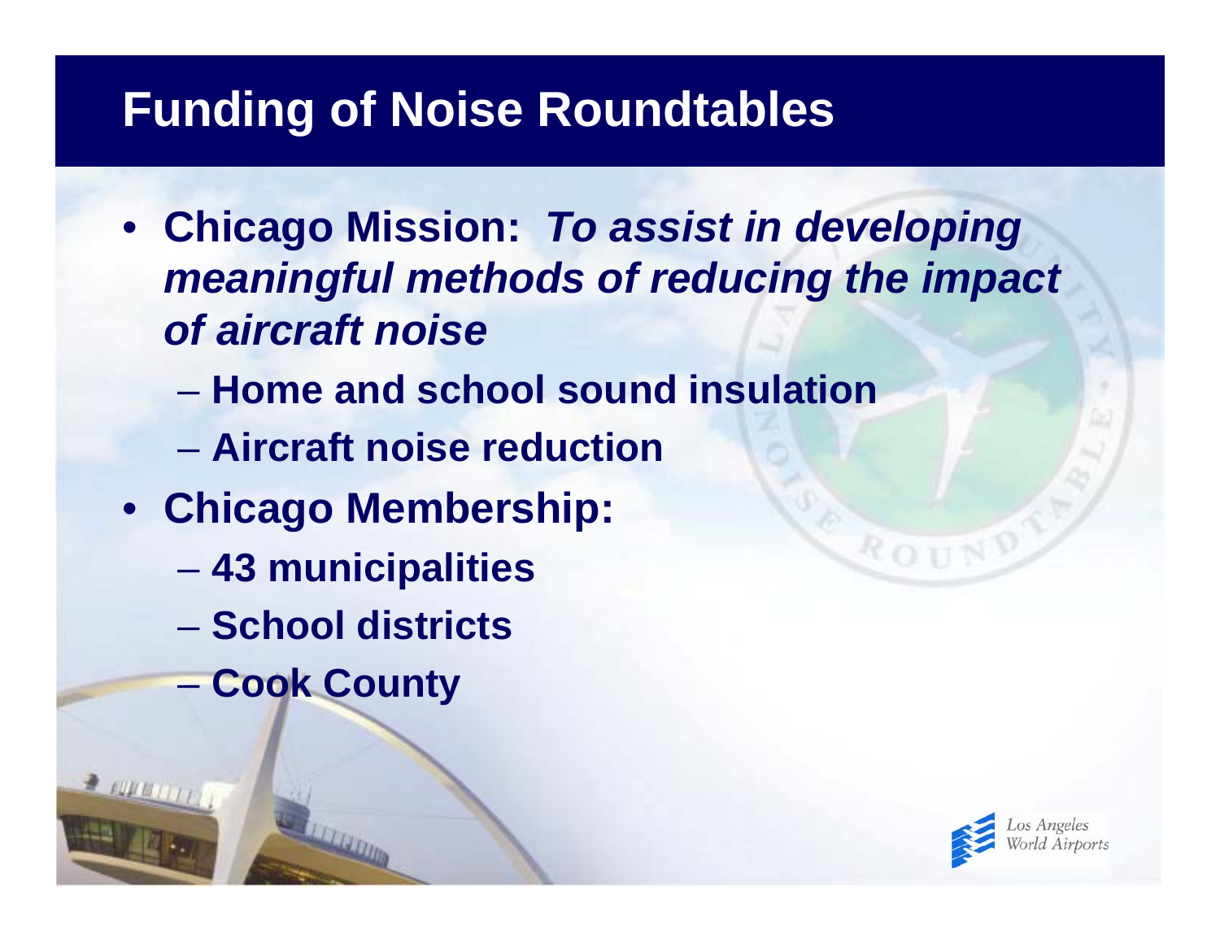# Funding of Noise Roundtables

- **Chicago Mission:** ***To assist in developing meaningful methods of reducing the impact of aircraft noise***
  - **Home and school sound insulation**
  - **Aircraft noise reduction**
- **Chicago Membership:**
  - **43 municipalities**
  - **School districts**
  - **Cook County**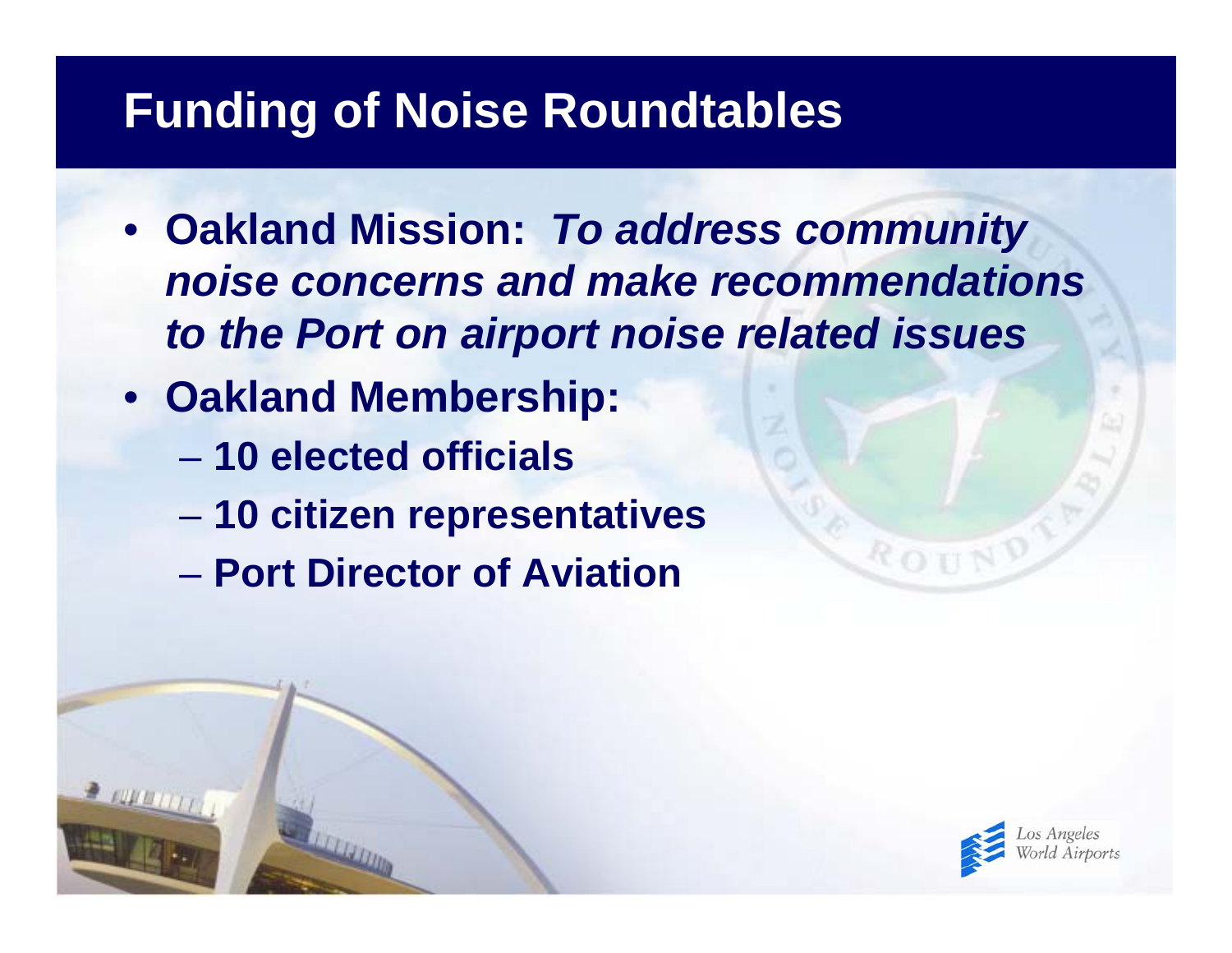# Funding of Noise Roundtables

- **Oakland Mission:** ***To address community noise concerns and make recommendations to the Port on airport noise related issues***
- **Oakland Membership:**
  - **10 elected officials**
  - **10 citizen representatives**
  - **Port Director of Aviation**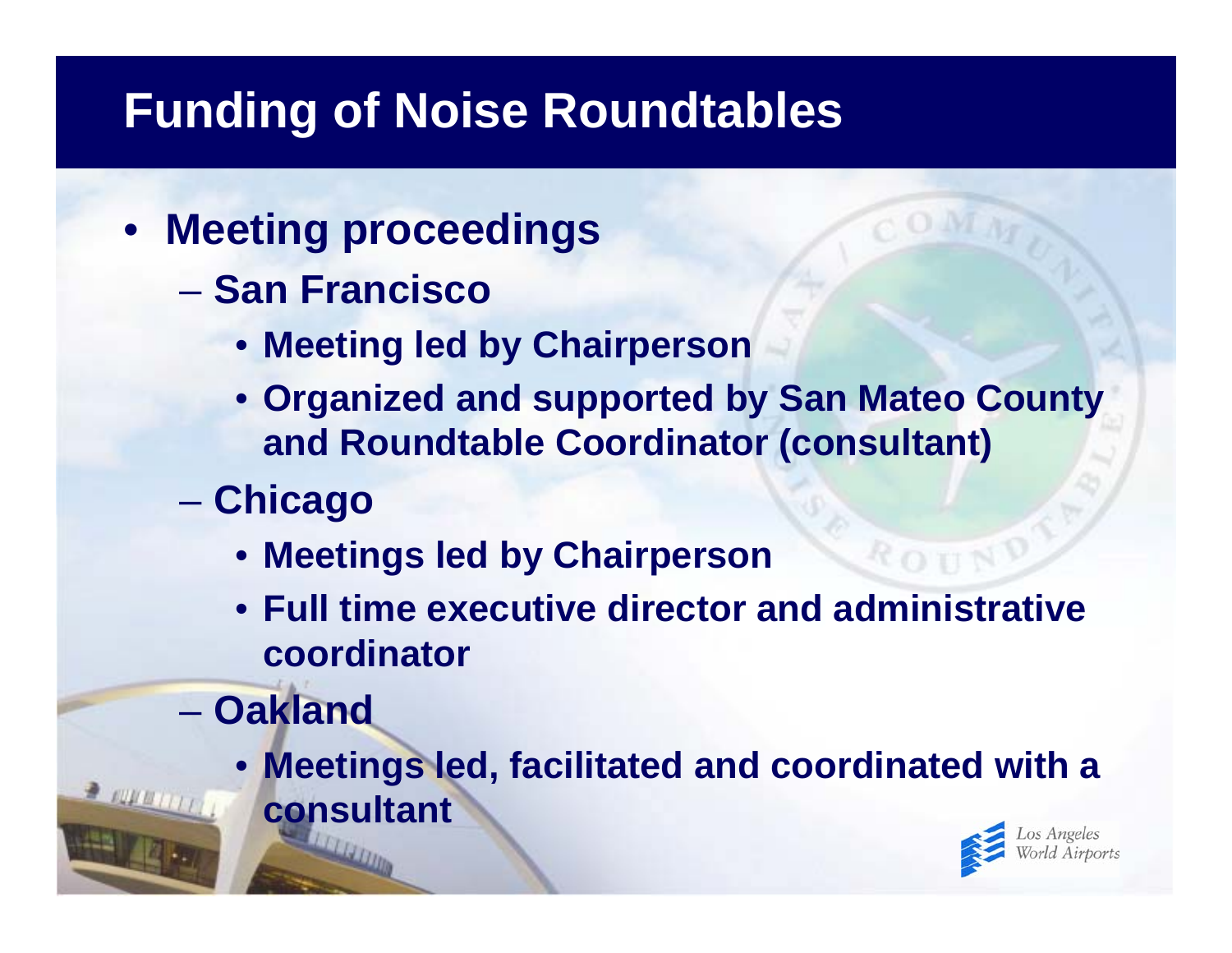# Funding of Noise Roundtables

- **Meeting proceedings**
  - **San Francisco**
    - **Meeting led by Chairperson**
    - **Organized and supported by San Mateo County and Roundtable Coordinator (consultant)**
  - **Chicago**
    - **Meetings led by Chairperson**
    - **Full time executive director and administrative coordinator**
  - **Oakland**
    - **Meetings led, facilitated and coordinated with a consultant**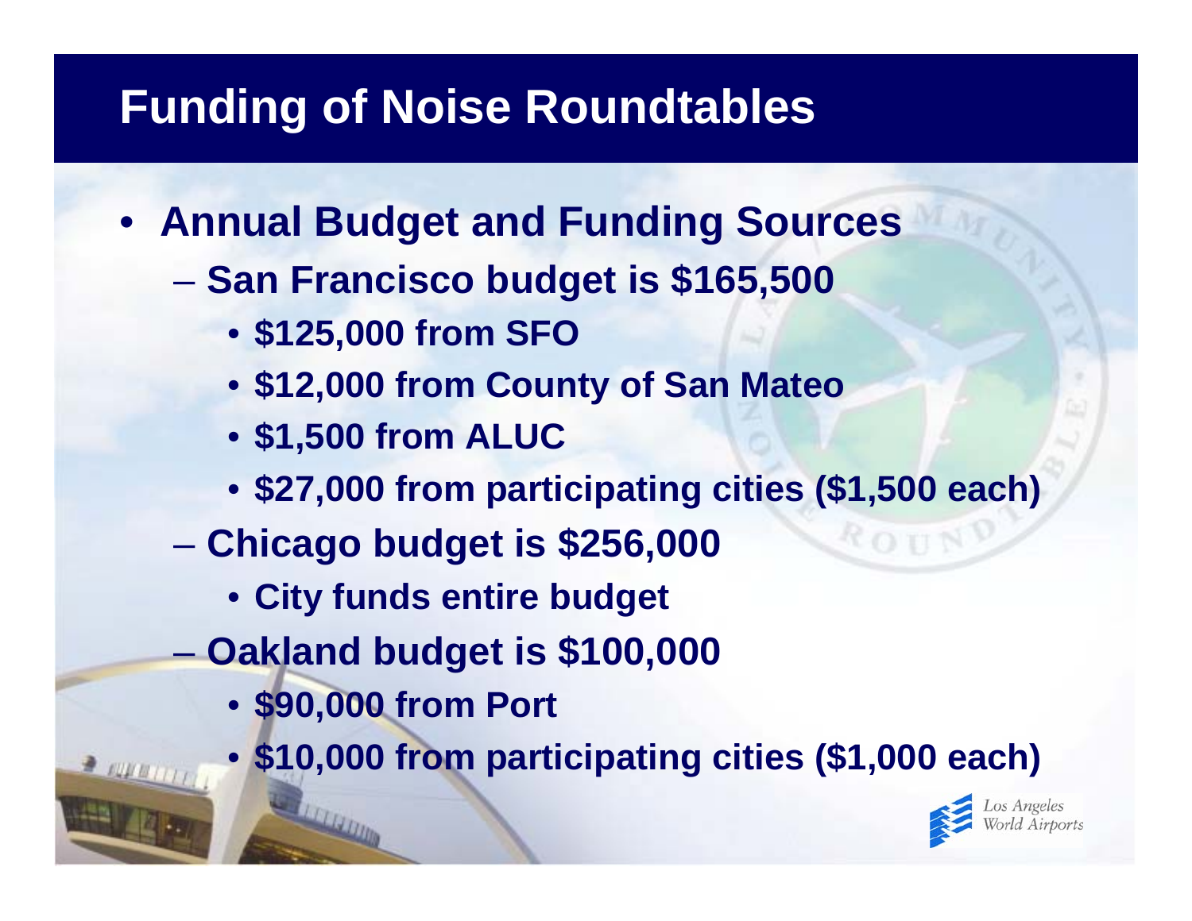# Funding of Noise Roundtables

- **Annual Budget and Funding Sources**
  - **San Francisco budget is $165,500**
    - **$125,000 from SFO**
    - **$12,000 from County of San Mateo**
    - **$1,500 from ALUC**
    - **$27,000 from participating cities ($1,500 each)**
  - **Chicago budget is $256,000**
    - **City funds entire budget**
  - **Oakland budget is $100,000**
    - **$90,000 from Port**
    - **$10,000 from participating cities ($1,000 each)**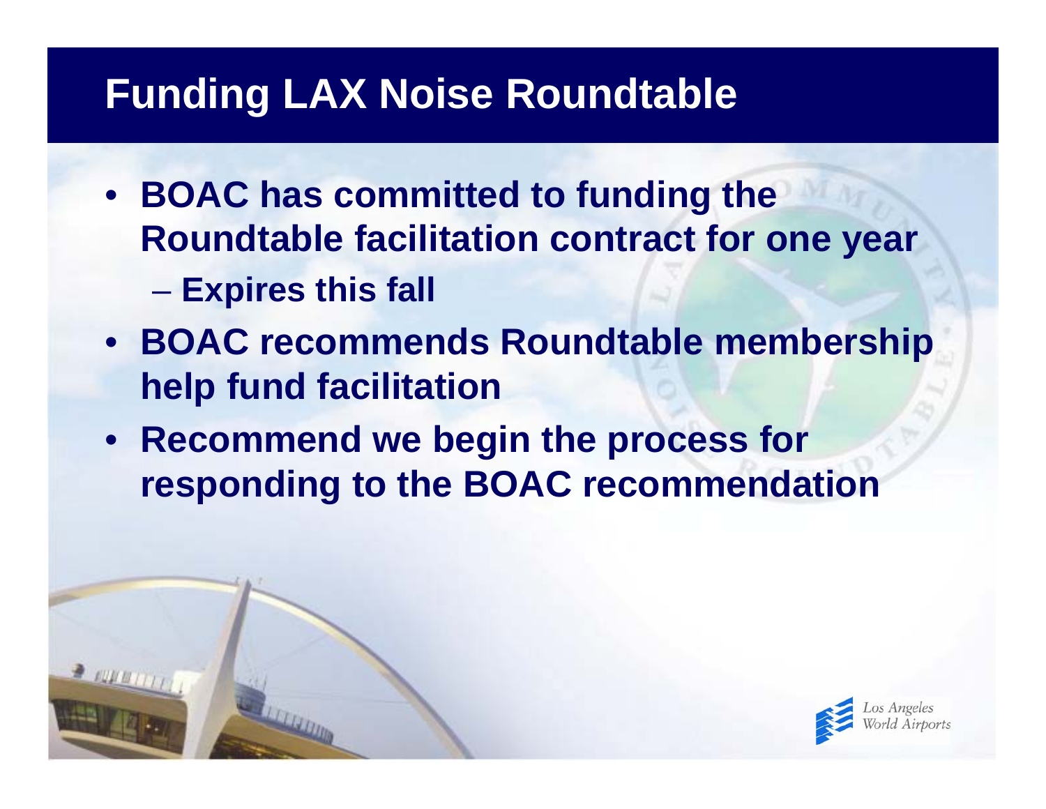# Funding LAX Noise Roundtable

- **BOAC has committed to funding the Roundtable facilitation contract for one year**
  - **Expires this fall**
- **BOAC recommends Roundtable membership help fund facilitation**
- **Recommend we begin the process for responding to the BOAC recommendation**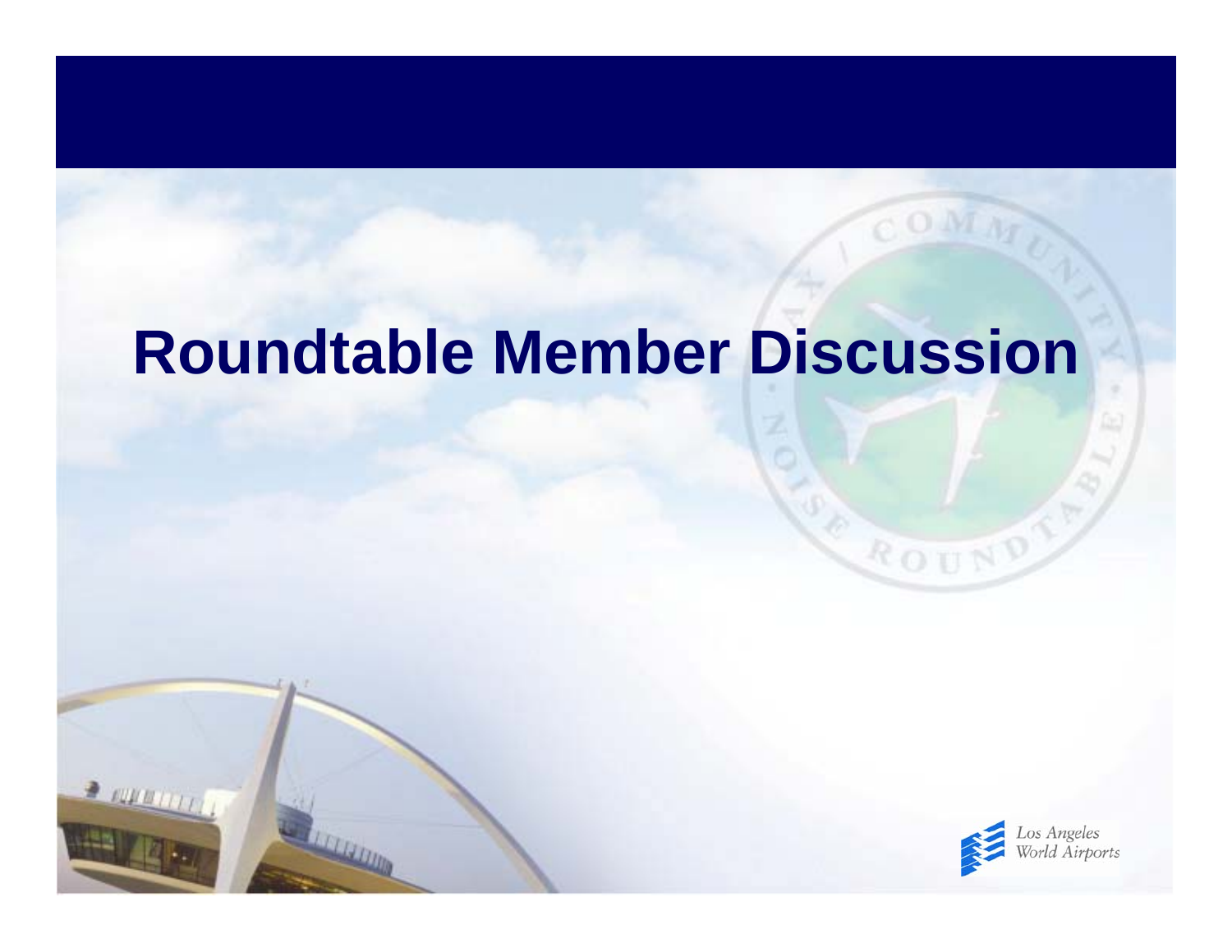# Roundtable Member Discussion